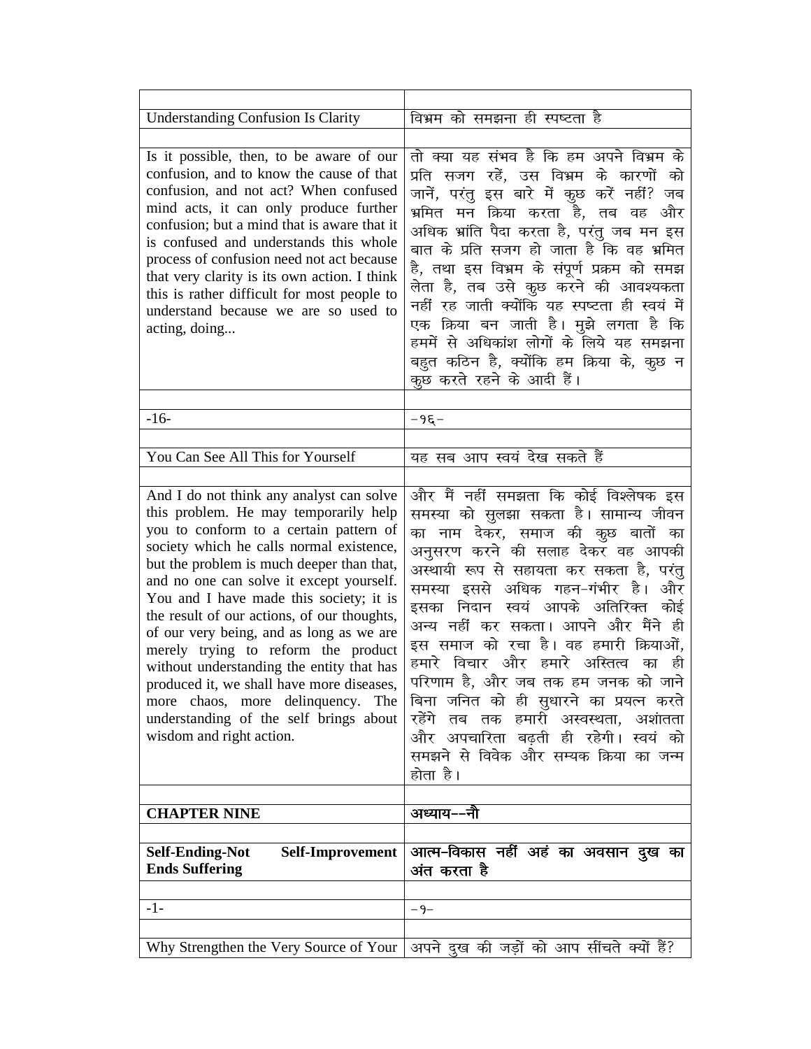| | |
|---|---|
| Understanding Confusion Is Clarity | विभ्रम को समझना ही स्पष्टता है |
| | |
| Is it possible, then, to be aware of our confusion, and to know the cause of that confusion, and not act? When confused mind acts, it can only produce further confusion; but a mind that is aware that it is confused and understands this whole process of confusion need not act because that very clarity is its own action. I think this is rather difficult for most people to understand because we are so used to acting, doing... | तो क्या यह संभव है कि हम अपने विभ्रम के प्रति सजग रहें, उस विभ्रम के कारणों को जानें, परंतु इस बारे में कुछ करें नहीं? जब भ्रमित मन क्रिया करता है, तब वह और अधिक भ्रांति पैदा करता है, परंतु जब मन इस बात के प्रति सजग हो जाता है कि वह भ्रमित है, तथा इस विभ्रम के संपूर्ण प्रक्रम को समझ लेता है, तब उसे कुछ करने की आवश्यकता नहीं रह जाती क्योंकि यह स्पष्टता ही स्वयं में एक क्रिया बन जाती है। मुझे लगता है कि हममें से अधिकांश लोगों के लिये यह समझना बहुत कठिन है, क्योंकि हम क्रिया के, कुछ न कुछ करते रहने के आदी हैं। |
| | |
| -16- | -१६- |
| | |
| You Can See All This for Yourself | यह सब आप स्वयं देख सकते हैं |
| | |
| And I do not think any analyst can solve this problem. He may temporarily help you to conform to a certain pattern of society which he calls normal existence, but the problem is much deeper than that, and no one can solve it except yourself. You and I have made this society; it is the result of our actions, of our thoughts, of our very being, and as long as we are merely trying to reform the product without understanding the entity that has produced it, we shall have more diseases, more chaos, more delinquency. The understanding of the self brings about wisdom and right action. | और मैं नहीं समझता कि कोई विश्लेषक इस समस्या को सुलझा सकता है। सामान्य जीवन का नाम देकर, समाज की कुछ बातों का अनुसरण करने की सलाह देकर वह आपकी अस्थायी रूप से सहायता कर सकता है, परंतु समस्या इससे अधिक गहन-गंभीर है। और इसका निदान स्वयं आपके अतिरिक्त कोई अन्य नहीं कर सकता। आपने और मैंने ही इस समाज को रचा है। वह हमारी क्रियाओं, हमारे विचार और हमारे अस्तित्व का ही परिणाम है, और जब तक हम जनक को जाने बिना जनित को ही सुधारने का प्रयत्न करते रहेंगे तब तक हमारी अस्वस्थता, अशांतता और अपचारिता बढ़ती ही रहेगी। स्वयं को समझने से विवेक और सम्यक क्रिया का जन्म होता है। |
| | |
| **CHAPTER NINE** | **अध्याय--नौ** |
| | |
| **Self-Ending-Not Self-Improvement Ends Suffering** | **आत्म-विकास नहीं अहं का अवसान दुख का अंत करता है** |
| | |
| -1- | -१- |
| | |
| Why Strengthen the Very Source of Your | अपने दुख की जड़ों को आप सींचते क्यों हैं? |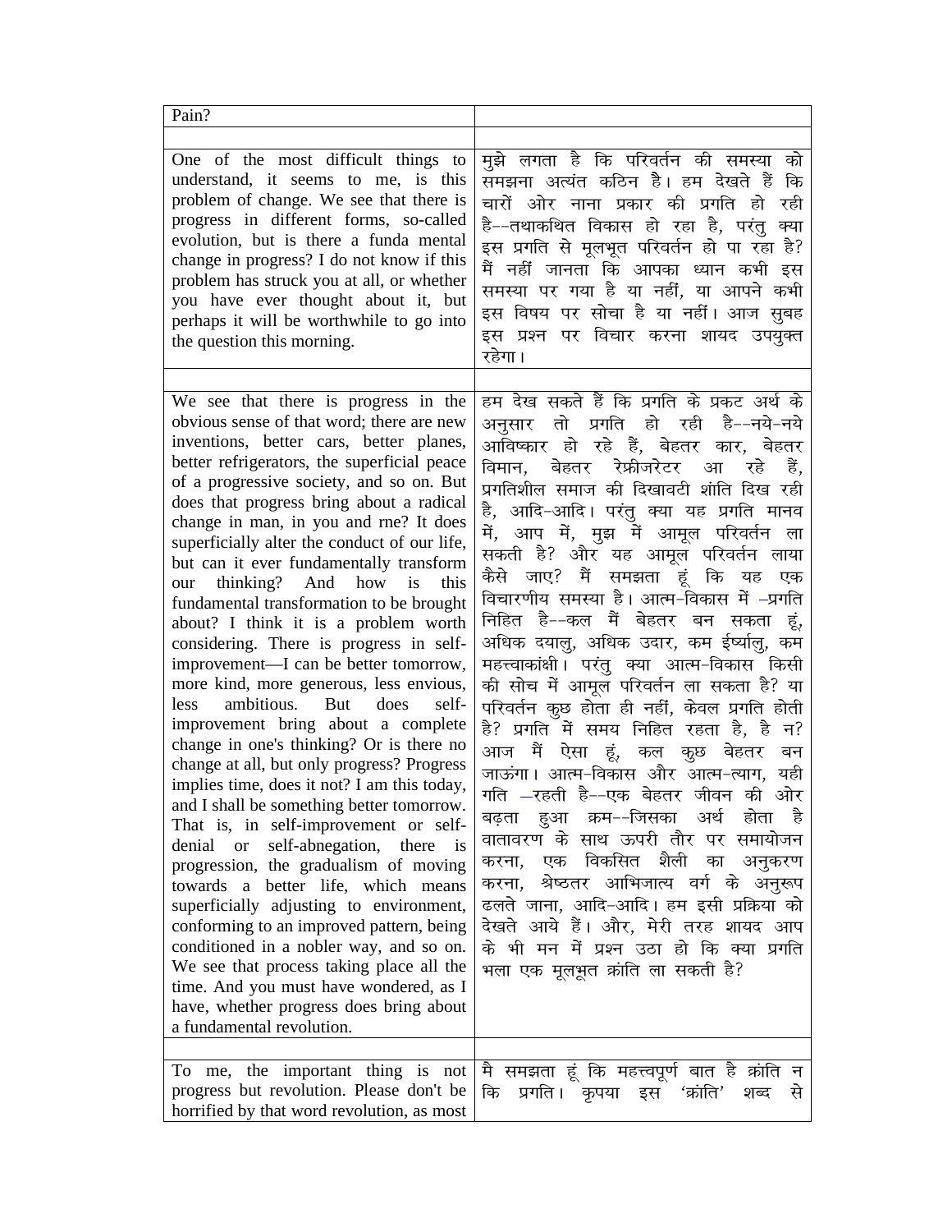| Pain? | |
|---|---|
| | |
| One of the most difficult things to understand, it seems to me, is this problem of change. We see that there is progress in different forms, so-called evolution, but is there a funda mental change in progress? I do not know if this problem has struck you at all, or whether you have ever thought about it, but perhaps it will be worthwhile to go into the question this morning. | मुझे लगता है कि परिवर्तन की समस्या को समझना अत्यंत कठिन है। हम देखते हैं कि चारों ओर नाना प्रकार की प्रगति हो रही है--तथाकथित विकास हो रहा है, परंतु क्या इस प्रगति से मूलभूत परिवर्तन हो पा रहा है? मैं नहीं जानता कि आपका ध्यान कभी इस समस्या पर गया है या नहीं, या आपने कभी इस विषय पर सोचा है या नहीं। आज सुबह इस प्रश्न पर विचार करना शायद उपयुक्त रहेगा। |
| | |
| We see that there is progress in the obvious sense of that word; there are new inventions, better cars, better planes, better refrigerators, the superficial peace of a progressive society, and so on. But does that progress bring about a radical change in man, in you and rne? It does superficially alter the conduct of our life, but can it ever fundamentally transform our thinking? And how is this fundamental transformation to be brought about? I think it is a problem worth considering. There is progress in self-improvement—I can be better tomorrow, more kind, more generous, less envious, less ambitious. But does self-improvement bring about a complete change in one's thinking? Or is there no change at all, but only progress? Progress implies time, does it not? I am this today, and I shall be something better tomorrow. That is, in self-improvement or self-denial or self-abnegation, there is progression, the gradualism of moving towards a better life, which means superficially adjusting to environment, conforming to an improved pattern, being conditioned in a nobler way, and so on. We see that process taking place all the time. And you must have wondered, as I have, whether progress does bring about a fundamental revolution. | हम देख सकते हैं कि प्रगति के प्रकट अर्थ के अनुसार तो प्रगति हो रही है--नये-नये आविष्कार हो रहे हैं, बेहतर कार, बेहतर विमान, बेहतर रेफ्रीजरेटर आ रहे हैं, प्रगतिशील समाज की दिखावटी शांति दिख रही है, आदि-आदि। परंतु क्या यह प्रगति मानव में, आप में, मुझ में आमूल परिवर्तन ला सकती है? और यह आमूल परिवर्तन लाया कैसे जाए? मैं समझता हूं कि यह एक विचारणीय समस्या है। आत्म-विकास में –प्रगति निहित है--कल मैं बेहतर बन सकता हूं, अधिक दयालु, अधिक उदार, कम ईर्ष्यालु, कम महत्त्वाकांक्षी। परंतु क्या आत्म-विकास किसी की सोच में आमूल परिवर्तन ला सकता है? या परिवर्तन कुछ होता ही नहीं, केवल प्रगति होती है? प्रगति में समय निहित रहता है, है न? आज मैं ऐसा हूं, कल कुछ बेहतर बन जाऊंगा। आत्म-विकास और आत्म-त्याग, यही गति –रहती है--एक बेहतर जीवन की ओर बढ़ता हुआ क्रम--जिसका अर्थ होता है वातावरण के साथ ऊपरी तौर पर समायोजन करना, एक विकसित शैली का अनुकरण करना, श्रेष्ठतर आभिजात्य वर्ग के अनुरूप ढलते जाना, आदि-आदि। हम इसी प्रक्रिया को देखते आये हैं। और, मेरी तरह शायद आप के भी मन में प्रश्न उठा हो कि क्या प्रगति भला एक मूलभूत क्रांति ला सकती है? |
| | |
| To me, the important thing is not progress but revolution. Please don't be horrified by that word revolution, as most | मै समझता हूं कि महत्त्वपूर्ण बात है क्रांति न कि प्रगति। कृपया इस 'क्रांति' शब्द से |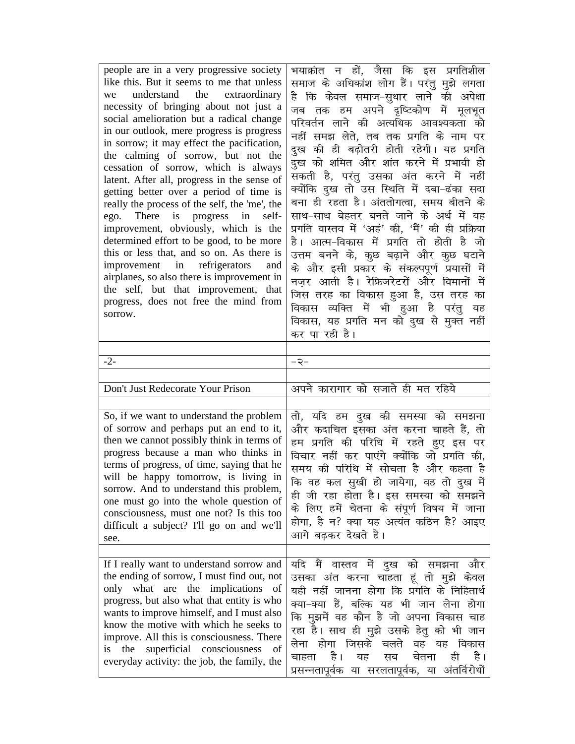| | |
|---|---|
| people are in a very progressive society like this. But it seems to me that unless we understand the extraordinary necessity of bringing about not just a social amelioration but a radical change in our outlook, mere progress is progress in sorrow; it may effect the pacification, the calming of sorrow, but not the cessation of sorrow, which is always latent. After all, progress in the sense of getting better over a period of time is really the process of the self, the 'me', the ego. There is progress in self-improvement, obviously, which is the determined effort to be good, to be more this or less that, and so on. As there is improvement in refrigerators and airplanes, so also there is improvement in the self, but that improvement, that progress, does not free the mind from sorrow. | भयाक्रांत न हों, जैसा कि इस प्रगतिशील समाज के अधिकांश लोग हैं। परंतु मुझे लगता है कि केवल समाज-सुधार लाने की अपेक्षा जब तक हम अपने दृष्टिकोण में मूलभूत परिवर्तन लाने की अत्यधिक आवश्यकता को नहीं समझ लेते, तब तक प्रगति के नाम पर दुख की ही बढ़ोतरी होती रहेगी। यह प्रगति दुख को शमित और शांत करने में प्रभावी हो सकती है, परंतु उसका अंत करने में नहीं क्योंकि दुख तो उस स्थिति में दबा-ढंका सदा बना ही रहता है। अंततोगत्वा, समय बीतने के साथ-साथ बेहतर बनते जाने के अर्थ में यह प्रगति वास्तव में 'अहं' की, 'मैं' की ही प्रक्रिया है। आत्म-विकास में प्रगति तो होती है जो उत्तम बनने के, कुछ बढ़ाने और कुछ घटाने के और इसी प्रकार के संकल्पपूर्ण प्रयासों में नज़र आती है। रेफ्रिजरेटरों और विमानों में जिस तरह का विकास हुआ है, उस तरह का विकास व्यक्ति में भी हुआ है परंतु यह विकास, यह प्रगति मन को दुख से मुक्त नहीं कर पा रही है। |
| | |
| -2- | -२- |
| | |
| Don't Just Redecorate Your Prison | अपने कारागार को सजाते ही मत रहिये |
| | |
| So, if we want to understand the problem of sorrow and perhaps put an end to it, then we cannot possibly think in terms of progress because a man who thinks in terms of progress, of time, saying that he will be happy tomorrow, is living in sorrow. And to understand this problem, one must go into the whole question of consciousness, must one not? Is this too difficult a subject? I'll go on and we'll see. | तो, यदि हम दुख की समस्या को समझना और कदाचित इसका अंत करना चाहते हैं, तो हम प्रगति की परिधि में रहते हुए इस पर विचार नहीं कर पाएंगे क्योंकि जो प्रगति की, समय की परिधि में सोचता है और कहता है कि वह कल सुखी हो जायेगा, वह तो दुख में ही जी रहा होता है। इस समस्या को समझने के लिए हमें चेतना के संपूर्ण विषय में जाना होगा, है न? क्या यह अत्यंत कठिन है? आइए आगे बढ़कर देखते हैं। |
| | |
| If I really want to understand sorrow and the ending of sorrow, I must find out, not only what are the implications of progress, but also what that entity is who wants to improve himself, and I must also know the motive with which he seeks to improve. All this is consciousness. There is the superficial consciousness of everyday activity: the job, the family, the | यदि मैं वास्तव में दुख को समझना और उसका अंत करना चाहता हूं तो मुझे केवल यही नहीं जानना होगा कि प्रगति के निहितार्थ क्या-क्या हैं, बल्कि यह भी जान लेना होगा कि मुझमें वह कौन है जो अपना विकास चाह रहा है। साथ ही मुझे उसके हेतु को भी जान लेना होगा जिसके चलते वह यह विकास चाहता है। यह सब चेतना ही है। प्रसन्नतापूर्वक या सरलतापूर्वक, या अंतर्विरोधों |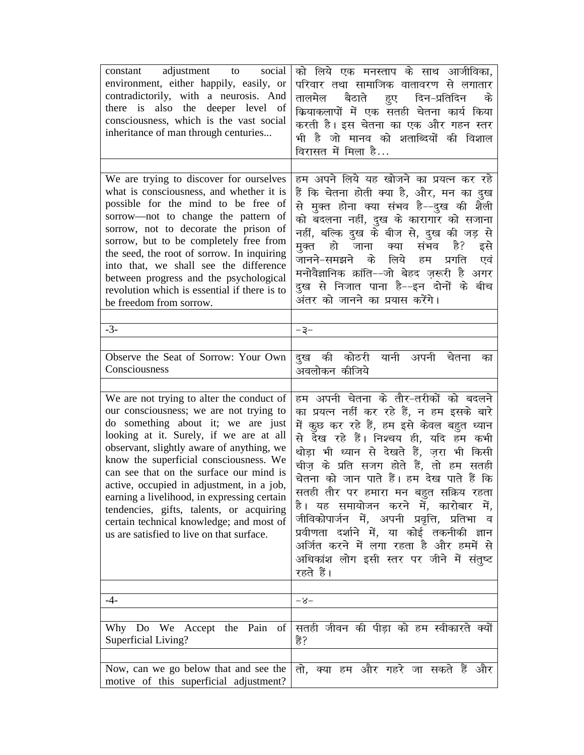| | |
|---|---|
| constant adjustment to social environment, either happily, easily, or contradictorily, with a neurosis. And there is also the deeper level of consciousness, which is the vast social inheritance of man through centuries... | को लिये एक मनस्ताप के साथ आजीविका, परिवार तथा सामाजिक वातावरण से लगातार तालमेल बैठाते हुए दिन-प्रतिदिन के कियाकलापों में एक सतही चेतना कार्य किया करती है। इस चेतना का एक और गहन स्तर भी है जो मानव को शताब्दियों की विशाल विरासत में मिला है... |
| | |
| We are trying to discover for ourselves what is consciousness, and whether it is possible for the mind to be free of sorrow—not to change the pattern of sorrow, not to decorate the prison of sorrow, but to be completely free from the seed, the root of sorrow. In inquiring into that, we shall see the difference between progress and the psychological revolution which is essential if there is to be freedom from sorrow. | हम अपने लिये यह खोजने का प्रयत्न कर रहे हैं कि चेतना होती क्या है, और, मन का दुख से मुक्त होना क्या संभव है--दुख की शैली को बदलना नहीं, दुख के कारागार को सजाना नहीं, बल्कि दुख के बीज से, दुख की जड़ से मुक्त हो जाना क्या संभव है? इसे जानने-समझने के लिये हम प्रगति एवं मनोवैज्ञानिक क्रांति--जो बेहद ज़रूरी है अगर दुख से निजात पाना है--इन दोनों के बीच अंतर को जानने का प्रयास करेंगे। |
| | |
| -3- | -३- |
| | |
| Observe the Seat of Sorrow: Your Own Consciousness | दुख की कोठरी यानी अपनी चेतना का अवलोकन कीजिये |
| | |
| We are not trying to alter the conduct of our consciousness; we are not trying to do something about it; we are just looking at it. Surely, if we are at all observant, slightly aware of anything, we know the superficial consciousness. We can see that on the surface our mind is active, occupied in adjustment, in a job, earning a livelihood, in expressing certain tendencies, gifts, talents, or acquiring certain technical knowledge; and most of us are satisfied to live on that surface. | हम अपनी चेतना के तौर-तरीकों को बदलने का प्रयत्न नहीं कर रहे हैं, न हम इसके बारे में कुछ कर रहे हैं, हम इसे केवल बहुत ध्यान से देख रहे हैं। निश्चय ही, यदि हम कभी थोड़ा भी ध्यान से देखते हैं, ज़रा भी किसी चीज़ के प्रति सजग होते हैं, तो हम सतही चेतना को जान पाते हैं। हम देख पाते हैं कि सतही तौर पर हमारा मन बहुत सक्रिय रहता है। यह समायोजन करने में, कारोबार में, जीविकोपार्जन में, अपनी प्रवृत्ति, प्रतिभा व प्रवीणता दर्शाने में, या कोई तकनीकी ज्ञान अर्जित करने में लगा रहता है और हममें से अधिकांश लोग इसी स्तर पर जीने में संतुष्ट रहते हैं। |
| | |
| -4- | -४- |
| | |
| Why Do We Accept the Pain of Superficial Living? | सतही जीवन की पीड़ा को हम स्वीकारते क्यों हैं? |
| | |
| Now, can we go below that and see the motive of this superficial adjustment? | तो, क्या हम और गहरे जा सकते हैं और |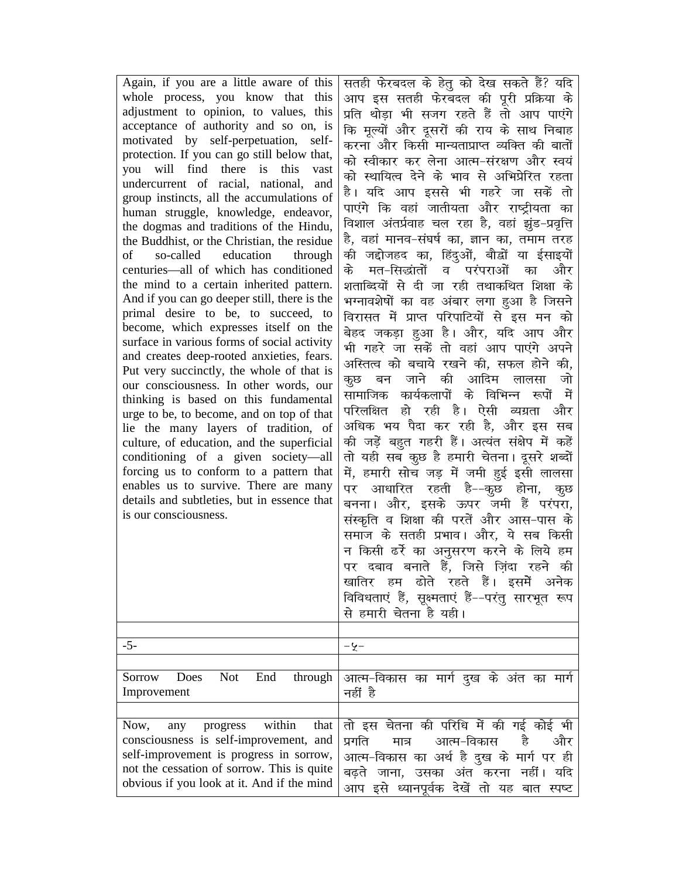| | |
|---|---|
| Again, if you are a little aware of this whole process, you know that this adjustment to opinion, to values, this acceptance of authority and so on, is motivated by self-perpetuation, self-protection. If you can go still below that, you will find there is this vast undercurrent of racial, national, and group instincts, all the accumulations of human struggle, knowledge, endeavor, the dogmas and traditions of the Hindu, the Buddhist, or the Christian, the residue of so-called education through centuries—all of which has conditioned the mind to a certain inherited pattern. And if you can go deeper still, there is the primal desire to be, to succeed, to become, which expresses itself on the surface in various forms of social activity and creates deep-rooted anxieties, fears. Put very succinctly, the whole of that is our consciousness. In other words, our thinking is based on this fundamental urge to be, to become, and on top of that lie the many layers of tradition, of culture, of education, and the superficial conditioning of a given society—all forcing us to conform to a pattern that enables us to survive. There are many details and subtleties, but in essence that is our consciousness. | सतही फेरबदल के हेतु को देख सकते हैं? यदि आप इस सतही फेरबदल की पूरी प्रक्रिया के प्रति थोड़ा भी सजग रहते हैं तो आप पाएंगे कि मूल्यों और दूसरों की राय के साथ निबाह करना और किसी मान्यताप्राप्त व्यक्ति की बातों को स्वीकार कर लेना आत्म-संरक्षण और स्वयं को स्थायित्व देने के भाव से अभिप्रेरित रहता है। यदि आप इससे भी गहरे जा सकें तो पाएंगे कि वहां जातीयता और राष्ट्रीयता का विशाल अंतर्प्रवाह चल रहा है, वहां झुंड-प्रवृत्ति है, वहां मानव-संघर्ष का, ज्ञान का, तमाम तरह की जद्दोजहद का, हिंदुओं, बौद्धों या ईसाइयों के मत-सिद्धांतों व परंपराओं का और शताब्दियों से दी जा रही तथाकथित शिक्षा के भग्नावशेषों का वह अंबार लगा हुआ है जिसने विरासत में प्राप्त परिपाटियों से इस मन को बेहद जकड़ा हुआ है। और, यदि आप और भी गहरे जा सकें तो वहां आप पाएंगे अपने अस्तित्व को बचाये रखने की, सफल होने की, कुछ बन जाने की आदिम लालसा जो सामाजिक कार्यकलापों के विभिन्न रूपों में परिलक्षित हो रही है। ऐसी व्यग्रता और अधिक भय पैदा कर रही है, और इस सब की जड़ें बहुत गहरी हैं। अत्यंत संक्षेप में कहें तो यही सब कुछ है हमारी चेतना। दूसरे शब्दों में, हमारी सोच जड़ में जमी हुई इसी लालसा पर आधारित रहती है--कुछ होना, कुछ बनना। और, इसके ऊपर जमी हैं परंपरा, संस्कृति व शिक्षा की परतें और आस-पास के समाज के सतही प्रभाव। और, ये सब किसी न किसी ढर्रे का अनुसरण करने के लिये हम पर दबाव बनाते हैं, जिसे ज़िंदा रहने की खातिर हम ढोते रहते हैं। इसमें अनेक विविधताएं हैं, सूक्ष्मताएं हैं--परंतु सारभूत रूप से हमारी चेतना है यही। |
| | |
| -5- | -५- |
| | |
| **Sorrow Does Not End through Improvement** | **आत्म-विकास का मार्ग दुख के अंत का मार्ग नहीं है** |
| | |
| Now, any progress within that consciousness is self-improvement, and self-improvement is progress in sorrow, not the cessation of sorrow. This is quite obvious if you look at it. And if the mind | तो इस चेतना की परिधि में की गई कोई भी प्रगति मात्र आत्म-विकास है और आत्म-विकास का अर्थ है दुख के मार्ग पर ही बढ़ते जाना, उसका अंत करना नहीं। यदि आप इसे ध्यानपूर्वक देखें तो यह बात स्पष्ट |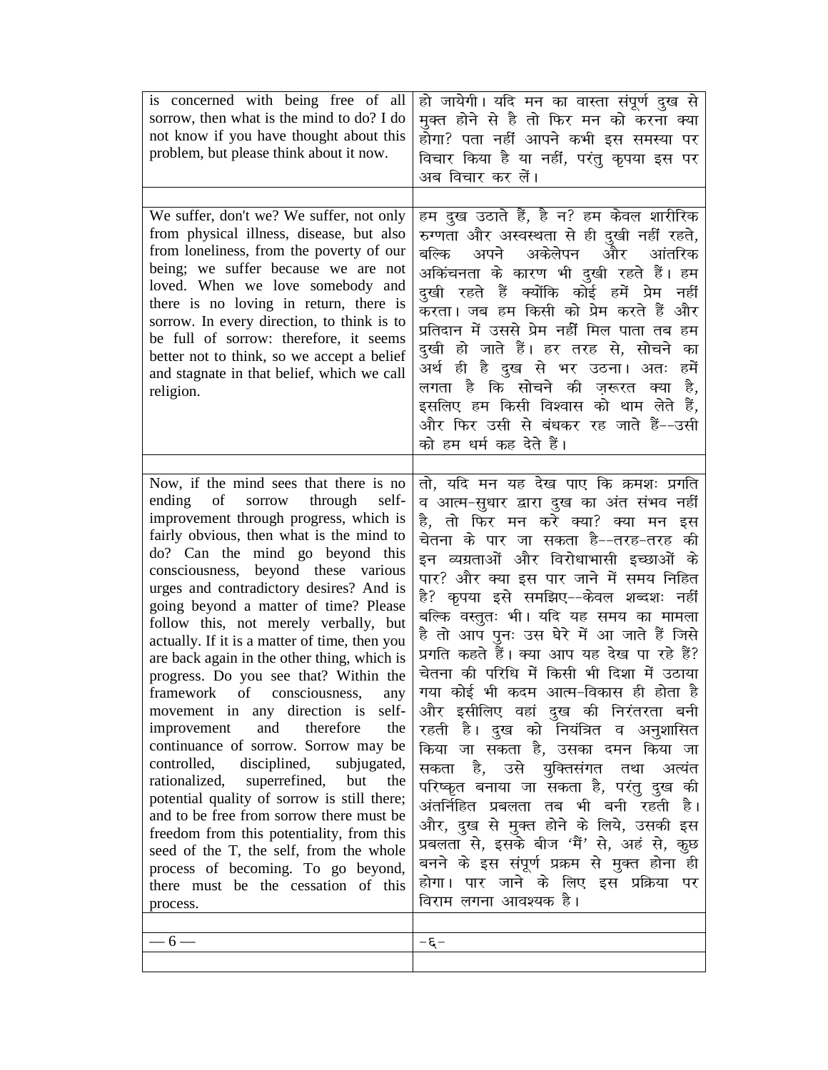| | |
|---|---|
| is concerned with being free of all sorrow, then what is the mind to do? I do not know if you have thought about this problem, but please think about it now. | हो जायेगी। यदि मन का वास्ता संपूर्ण दुख से मुक्त होने से है तो फिर मन को करना क्या होगा? पता नहीं आपने कभी इस समस्या पर विचार किया है या नहीं, परंतु कृपया इस पर अब विचार कर लें। |
| | |
| We suffer, don't we? We suffer, not only from physical illness, disease, but also from loneliness, from the poverty of our being; we suffer because we are not loved. When we love somebody and there is no loving in return, there is sorrow. In every direction, to think is to be full of sorrow: therefore, it seems better not to think, so we accept a belief and stagnate in that belief, which we call religion. | हम दुख उठाते हैं, है न? हम केवल शारीरिक रुग्णता और अस्वस्थता से ही दुखी नहीं रहते, बल्कि अपने अकेलेपन और आंतरिक अकिंचनता के कारण भी दुखी रहते हैं। हम दुखी रहते हैं क्योंकि कोई हमें प्रेम नहीं करता। जब हम किसी को प्रेम करते हैं और प्रतिदान में उससे प्रेम नहीं मिल पाता तब हम दुखी हो जाते हैं। हर तरह से, सोचने का अर्थ ही है दुख से भर उठना। अतः हमें लगता है कि सोचने की ज़रूरत क्या है, इसलिए हम किसी विश्वास को थाम लेते हैं, और फिर उसी से बंधकर रह जाते हैं--उसी को हम धर्म कह देते हैं। |
| | |
| Now, if the mind sees that there is no ending of sorrow through self-improvement through progress, which is fairly obvious, then what is the mind to do? Can the mind go beyond this consciousness, beyond these various urges and contradictory desires? And is going beyond a matter of time? Please follow this, not merely verbally, but actually. If it is a matter of time, then you are back again in the other thing, which is progress. Do you see that? Within the framework of consciousness, any movement in any direction is self-improvement and therefore the continuance of sorrow. Sorrow may be controlled, disciplined, subjugated, rationalized, superrefined, but the potential quality of sorrow is still there; and to be free from sorrow there must be freedom from this potentiality, from this seed of the 'I', the self, from the whole process of becoming. To go beyond, there must be the cessation of this process. | तो, यदि मन यह देख पाए कि क्रमशः प्रगति व आत्म-सुधार द्वारा दुख का अंत संभव नहीं है, तो फिर मन करे क्या? क्या मन इस चेतना के पार जा सकता है--तरह-तरह की इन व्यग्रताओं और विरोधाभासी इच्छाओं के पार? और क्या इस पार जाने में समय निहित है? कृपया इसे समझिए--केवल शब्दशः नहीं बल्कि वस्तुतः भी। यदि यह समय का मामला है तो आप पुनः उस घेरे में आ जाते हैं जिसे प्रगति कहते हैं। क्या आप यह देख पा रहे हैं? चेतना की परिधि में किसी भी दिशा में उठाया गया कोई भी कदम आत्म-विकास ही होता है और इसीलिए वहां दुख की निरंतरता बनी रहती है। दुख को नियंत्रित व अनुशासित किया जा सकता है, उसका दमन किया जा सकता है, उसे युक्तिसंगत तथा अत्यंत परिष्कृत बनाया जा सकता है, परंतु दुख की अंतर्निहित प्रबलता तब भी बनी रहती है। और, दुख से मुक्त होने के लिये, उसकी इस प्रबलता से, इसके बीज 'मैं' से, अहं से, कुछ बनने के इस संपूर्ण प्रक्रम से मुक्त होना ही होगा। पार जाने के लिए इस प्रक्रिया पर विराम लगना आवश्यक है। |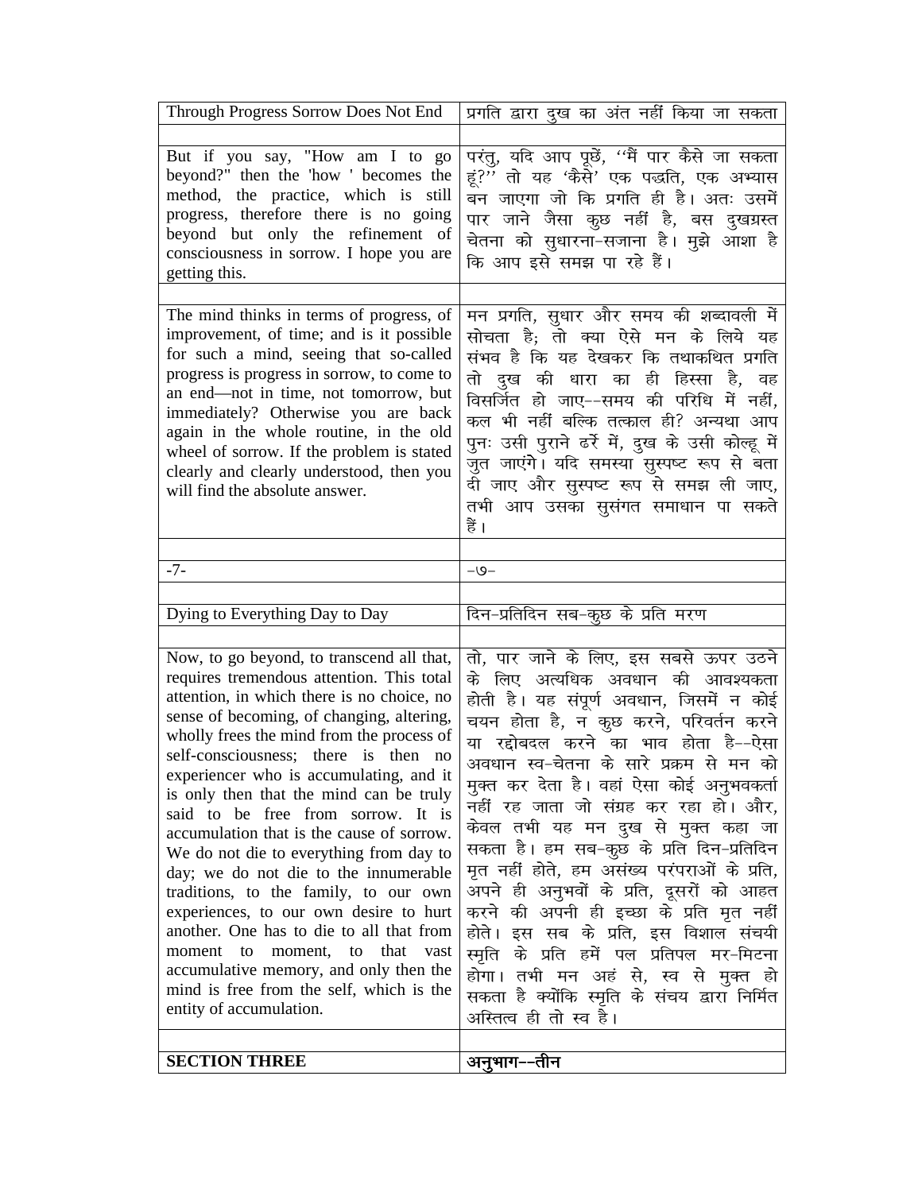| | |
|---|---|
| Through Progress Sorrow Does Not End | प्रगति द्वारा दुख का अंत नहीं किया जा सकता |
| | |
| But if you say, "How am I to go beyond?" then the 'how ' becomes the method, the practice, which is still progress, therefore there is no going beyond but only the refinement of consciousness in sorrow. I hope you are getting this. | परंतु, यदि आप पूछें, ''मैं पार कैसे जा सकता हूं?'' तो यह 'कैसे' एक पद्धति, एक अभ्यास बन जाएगा जो कि प्रगति ही है। अतः उसमें पार जाने जैसा कुछ नहीं है, बस दुखग्रस्त चेतना को सुधारना-सजाना है। मुझे आशा है कि आप इसे समझ पा रहे हैं। |
| | |
| The mind thinks in terms of progress, of improvement, of time; and is it possible for such a mind, seeing that so-called progress is progress in sorrow, to come to an end—not in time, not tomorrow, but immediately? Otherwise you are back again in the whole routine, in the old wheel of sorrow. If the problem is stated clearly and clearly understood, then you will find the absolute answer. | मन प्रगति, सुधार और समय की शब्दावली में सोचता है; तो क्या ऐसे मन के लिये यह संभव है कि यह देखकर कि तथाकथित प्रगति तो दुख की धारा का ही हिस्सा है, वह विसर्जित हो जाए--समय की परिधि में नहीं, कल भी नहीं बल्कि तत्काल ही? अन्यथा आप पुनः उसी पुराने ढर्रे में, दुख के उसी कोल्हू में जुत जाएंगे। यदि समस्या सुस्पष्ट रूप से बता दी जाए और सुस्पष्ट रूप से समझ ली जाए, तभी आप उसका सुसंगत समाधान पा सकते हैं। |
| | |
| -7- | -७- |
| | |
| Dying to Everything Day to Day | दिन-प्रतिदिन सब-कुछ के प्रति मरण |
| | |
| Now, to go beyond, to transcend all that, requires tremendous attention. This total attention, in which there is no choice, no sense of becoming, of changing, altering, wholly frees the mind from the process of self-consciousness; there is then no experiencer who is accumulating, and it is only then that the mind can be truly said to be free from sorrow. It is accumulation that is the cause of sorrow. We do not die to everything from day to day; we do not die to the innumerable traditions, to the family, to our own experiences, to our own desire to hurt another. One has to die to all that from moment to moment, to that vast accumulative memory, and only then the mind is free from the self, which is the entity of accumulation. | तो, पार जाने के लिए, इस सबसे ऊपर उठने के लिए अत्यधिक अवधान की आवश्यकता होती है। यह संपूर्ण अवधान, जिसमें न कोई चयन होता है, न कुछ करने, परिवर्तन करने या रद्दोबदल करने का भाव होता है--ऐसा अवधान स्व-चेतना के सारे प्रक्रम से मन को मुक्त कर देता है। वहां ऐसा कोई अनुभवकर्ता नहीं रह जाता जो संग्रह कर रहा हो। और, केवल तभी यह मन दुख से मुक्त कहा जा सकता है। हम सब-कुछ के प्रति दिन-प्रतिदिन मृत नहीं होते, हम असंख्य परंपराओं के प्रति, अपने ही अनुभवों के प्रति, दूसरों को आहत करने की अपनी ही इच्छा के प्रति मृत नहीं होते। इस सब के प्रति, इस विशाल संचयी स्मृति के प्रति हमें पल प्रतिपल मर-मिटना होगा। तभी मन अहं से, स्व से मुक्त हो सकता है क्योंकि स्मृति के संचय द्वारा निर्मित अस्तित्व ही तो स्व है। |
| | |
| **SECTION THREE** | **अनुभाग--तीन** |